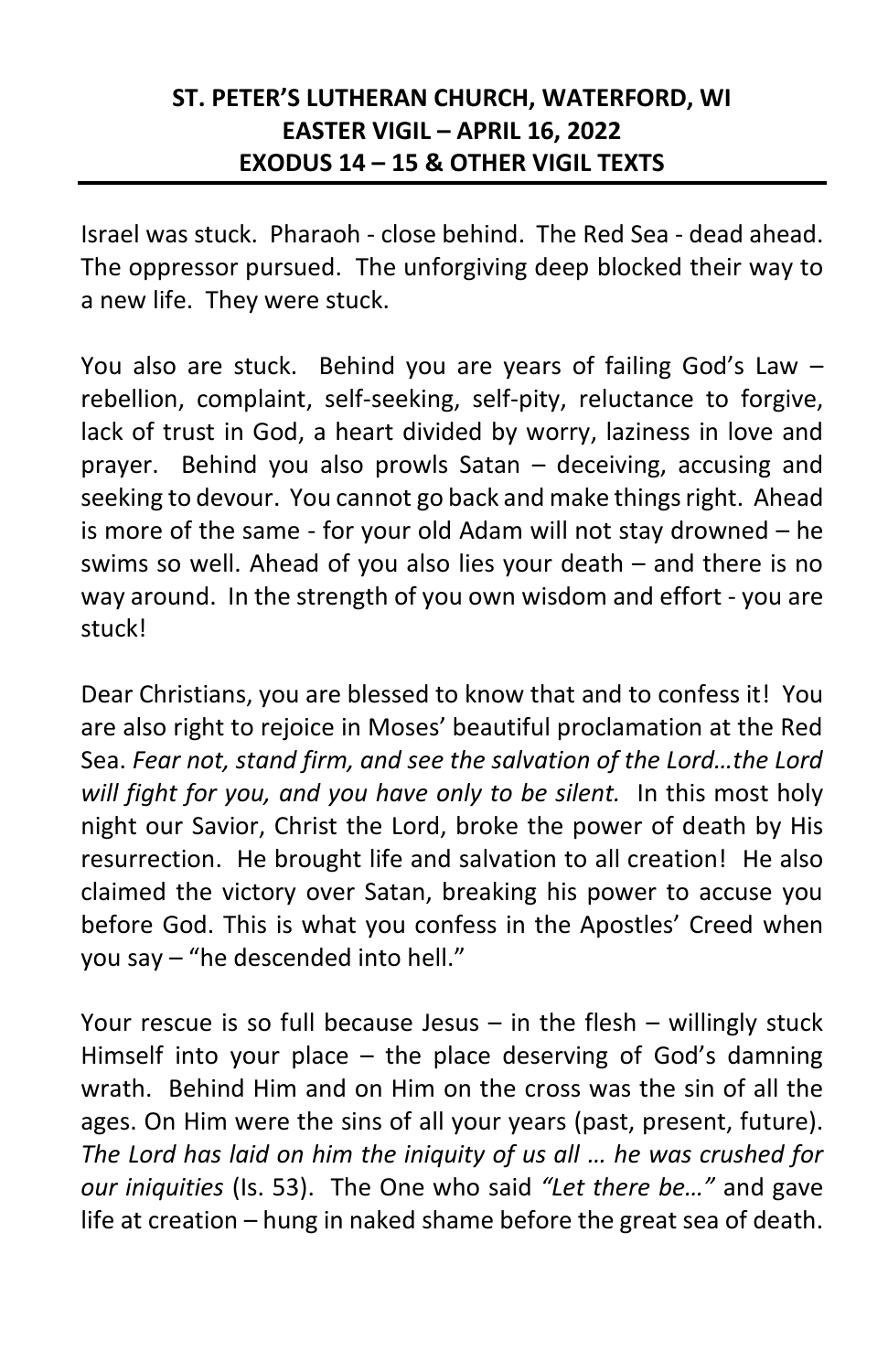**ST. PETER'S LUTHERAN CHURCH, WATERFORD, WI**
**EASTER VIGIL – APRIL 16, 2022**
**EXODUS 14 – 15 & OTHER VIGIL TEXTS**

---

Israel was stuck. Pharaoh - close behind. The Red Sea - dead ahead. The oppressor pursued. The unforgiving deep blocked their way to a new life. They were stuck.

You also are stuck. Behind you are years of failing God's Law – rebellion, complaint, self-seeking, self-pity, reluctance to forgive, lack of trust in God, a heart divided by worry, laziness in love and prayer. Behind you also prowls Satan – deceiving, accusing and seeking to devour. You cannot go back and make things right. Ahead is more of the same - for your old Adam will not stay drowned – he swims so well. Ahead of you also lies your death – and there is no way around. In the strength of you own wisdom and effort - you are stuck!

Dear Christians, you are blessed to know that and to confess it! You are also right to rejoice in Moses' beautiful proclamation at the Red Sea. *Fear not, stand firm, and see the salvation of the Lord…the Lord will fight for you, and you have only to be silent.* In this most holy night our Savior, Christ the Lord, broke the power of death by His resurrection. He brought life and salvation to all creation! He also claimed the victory over Satan, breaking his power to accuse you before God. This is what you confess in the Apostles' Creed when you say – "he descended into hell."

Your rescue is so full because Jesus – in the flesh – willingly stuck Himself into your place – the place deserving of God's damning wrath. Behind Him and on Him on the cross was the sin of all the ages. On Him were the sins of all your years (past, present, future). *The Lord has laid on him the iniquity of us all … he was crushed for our iniquities* (Is. 53). The One who said *"Let there be…"* and gave life at creation – hung in naked shame before the great sea of death.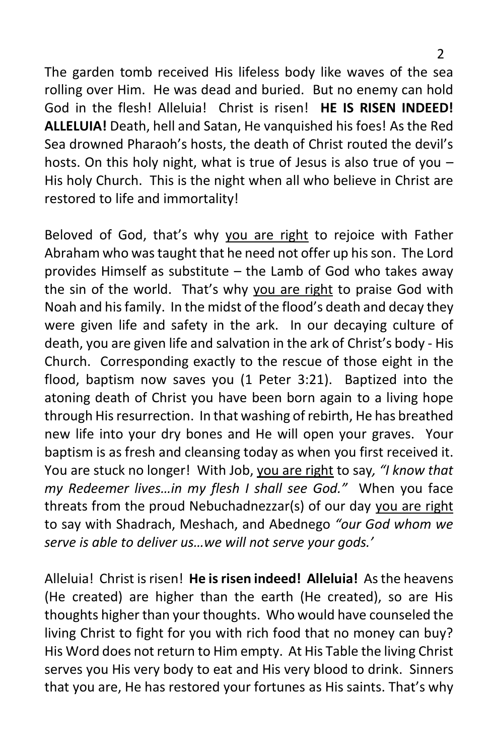The garden tomb received His lifeless body like waves of the sea rolling over Him. He was dead and buried. But no enemy can hold God in the flesh! Alleluia! Christ is risen! **HE IS RISEN INDEED! ALLELUIA!** Death, hell and Satan, He vanquished his foes! As the Red Sea drowned Pharaoh's hosts, the death of Christ routed the devil's hosts. On this holy night, what is true of Jesus is also true of you – His holy Church. This is the night when all who believe in Christ are restored to life and immortality!

Beloved of God, that's why <u>you are right</u> to rejoice with Father Abraham who was taught that he need not offer up his son. The Lord provides Himself as substitute – the Lamb of God who takes away the sin of the world. That's why <u>you are right</u> to praise God with Noah and his family. In the midst of the flood's death and decay they were given life and safety in the ark. In our decaying culture of death, you are given life and salvation in the ark of Christ's body - His Church. Corresponding exactly to the rescue of those eight in the flood, baptism now saves you (1 Peter 3:21). Baptized into the atoning death of Christ you have been born again to a living hope through His resurrection. In that washing of rebirth, He has breathed new life into your dry bones and He will open your graves. Your baptism is as fresh and cleansing today as when you first received it. You are stuck no longer! With Job, <u>you are right</u> to say, *"I know that my Redeemer lives…in my flesh I shall see God."* When you face threats from the proud Nebuchadnezzar(s) of our day <u>you are right</u> to say with Shadrach, Meshach, and Abednego *"our God whom we serve is able to deliver us…we will not serve your gods.'*

Alleluia! Christ is risen! **He is risen indeed! Alleluia!** As the heavens (He created) are higher than the earth (He created), so are His thoughts higher than your thoughts. Who would have counseled the living Christ to fight for you with rich food that no money can buy? His Word does not return to Him empty. At His Table the living Christ serves you His very body to eat and His very blood to drink. Sinners that you are, He has restored your fortunes as His saints. That's why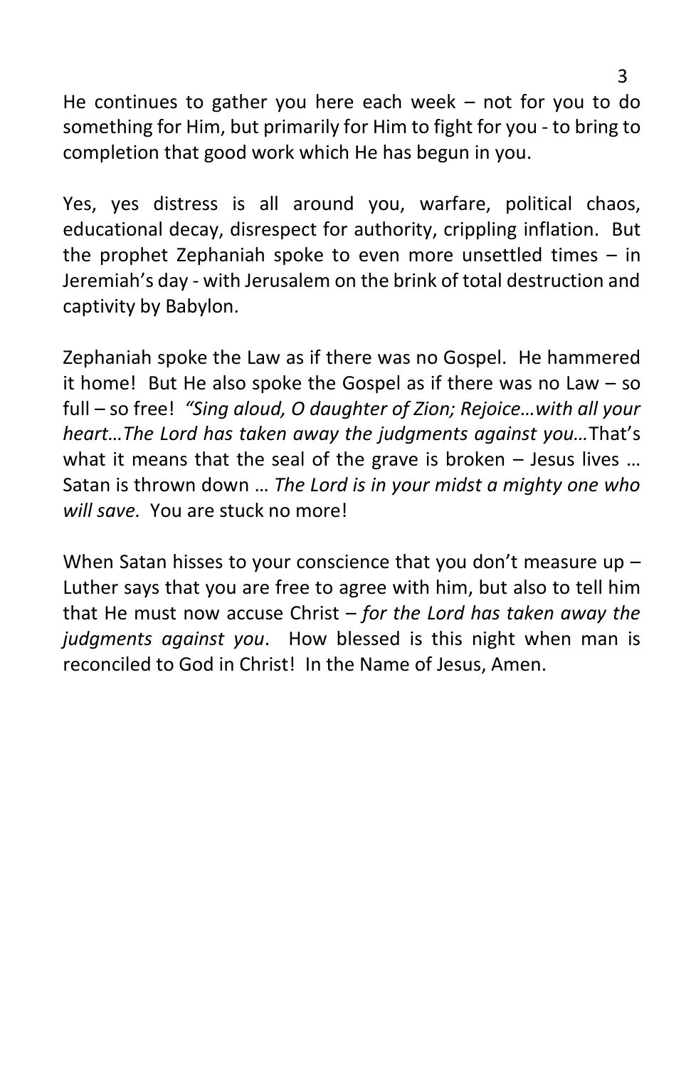He continues to gather you here each week – not for you to do something for Him, but primarily for Him to fight for you - to bring to completion that good work which He has begun in you.

Yes, yes distress is all around you, warfare, political chaos, educational decay, disrespect for authority, crippling inflation. But the prophet Zephaniah spoke to even more unsettled times – in Jeremiah's day - with Jerusalem on the brink of total destruction and captivity by Babylon.

Zephaniah spoke the Law as if there was no Gospel. He hammered it home! But He also spoke the Gospel as if there was no Law – so full – so free! *"Sing aloud, O daughter of Zion; Rejoice…with all your heart…The Lord has taken away the judgments against you…*That's what it means that the seal of the grave is broken – Jesus lives … Satan is thrown down … *The Lord is in your midst a mighty one who will save.* You are stuck no more!

When Satan hisses to your conscience that you don't measure up – Luther says that you are free to agree with him, but also to tell him that He must now accuse Christ – *for the Lord has taken away the judgments against you*. How blessed is this night when man is reconciled to God in Christ! In the Name of Jesus, Amen.